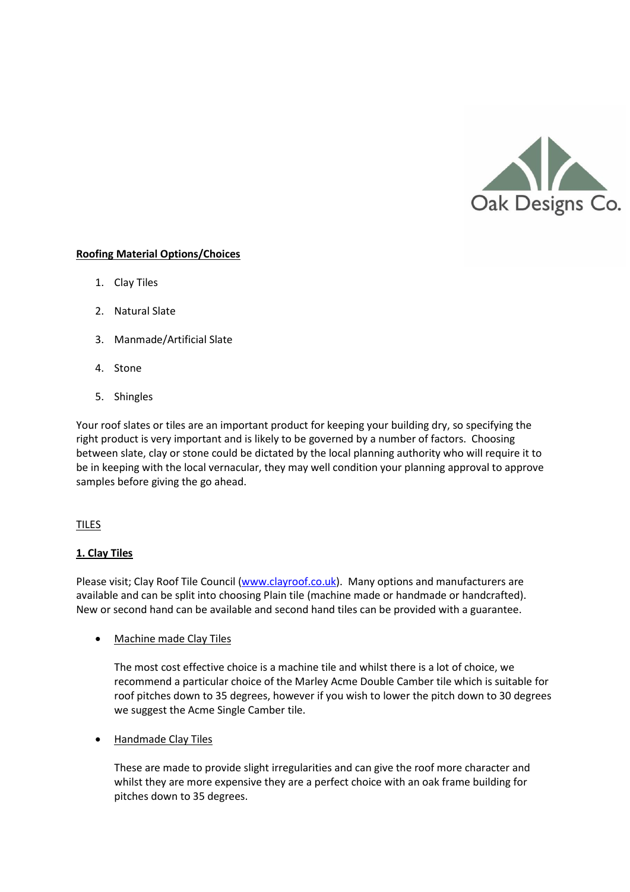Oak Designs Co.

**Roofing Material Options/Choices**

1. Clay Tiles
2. Natural Slate
3. Manmade/Artificial Slate
4. Stone
5. Shingles

Your roof slates or tiles are an important product for keeping your building dry, so specifying the right product is very important and is likely to be governed by a number of factors. Choosing between slate, clay or stone could be dictated by the local planning authority who will require it to be in keeping with the local vernacular, they may well condition your planning approval to approve samples before giving the go ahead.

TILES

**1. Clay Tiles**

Please visit; Clay Roof Tile Council ([www.clayroof.co.uk](www.clayroof.co.uk)). Many options and manufacturers are available and can be split into choosing Plain tile (machine made or handmade or handcrafted). New or second hand can be available and second hand tiles can be provided with a guarantee.

- Machine made Clay Tiles

  The most cost effective choice is a machine tile and whilst there is a lot of choice, we recommend a particular choice of the Marley Acme Double Camber tile which is suitable for roof pitches down to 35 degrees, however if you wish to lower the pitch down to 30 degrees we suggest the Acme Single Camber tile.

- Handmade Clay Tiles

  These are made to provide slight irregularities and can give the roof more character and whilst they are more expensive they are a perfect choice with an oak frame building for pitches down to 35 degrees.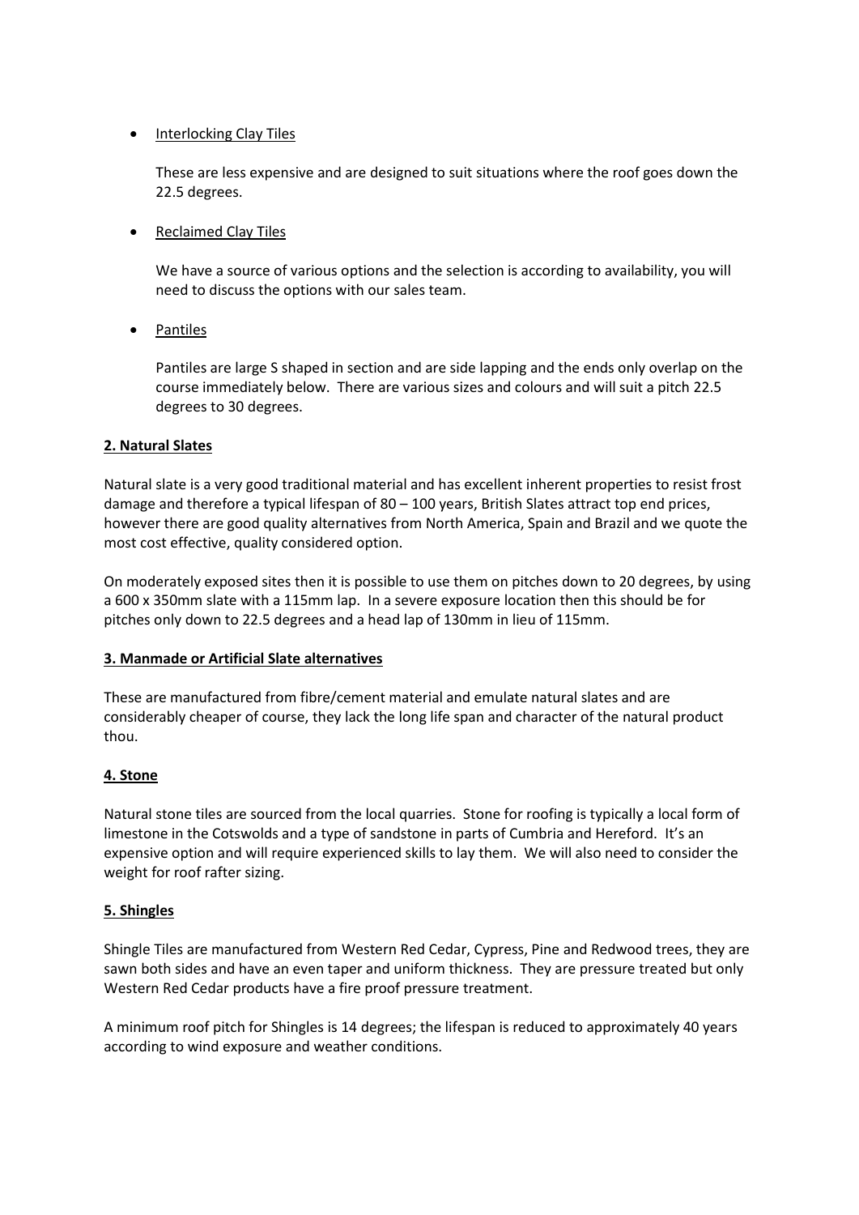- <u>Interlocking Clay Tiles</u>

  These are less expensive and are designed to suit situations where the roof goes down the 22.5 degrees.

- <u>Reclaimed Clay Tiles</u>

  We have a source of various options and the selection is according to availability, you will need to discuss the options with our sales team.

- <u>Pantiles</u>

  Pantiles are large S shaped in section and are side lapping and the ends only overlap on the course immediately below. There are various sizes and colours and will suit a pitch 22.5 degrees to 30 degrees.

**<u>2. Natural Slates</u>**

Natural slate is a very good traditional material and has excellent inherent properties to resist frost damage and therefore a typical lifespan of 80 – 100 years, British Slates attract top end prices, however there are good quality alternatives from North America, Spain and Brazil and we quote the most cost effective, quality considered option.

On moderately exposed sites then it is possible to use them on pitches down to 20 degrees, by using a 600 x 350mm slate with a 115mm lap. In a severe exposure location then this should be for pitches only down to 22.5 degrees and a head lap of 130mm in lieu of 115mm.

**<u>3. Manmade or Artificial Slate alternatives</u>**

These are manufactured from fibre/cement material and emulate natural slates and are considerably cheaper of course, they lack the long life span and character of the natural product thou.

**<u>4. Stone</u>**

Natural stone tiles are sourced from the local quarries. Stone for roofing is typically a local form of limestone in the Cotswolds and a type of sandstone in parts of Cumbria and Hereford. It's an expensive option and will require experienced skills to lay them. We will also need to consider the weight for roof rafter sizing.

**<u>5. Shingles</u>**

Shingle Tiles are manufactured from Western Red Cedar, Cypress, Pine and Redwood trees, they are sawn both sides and have an even taper and uniform thickness. They are pressure treated but only Western Red Cedar products have a fire proof pressure treatment.

A minimum roof pitch for Shingles is 14 degrees; the lifespan is reduced to approximately 40 years according to wind exposure and weather conditions.